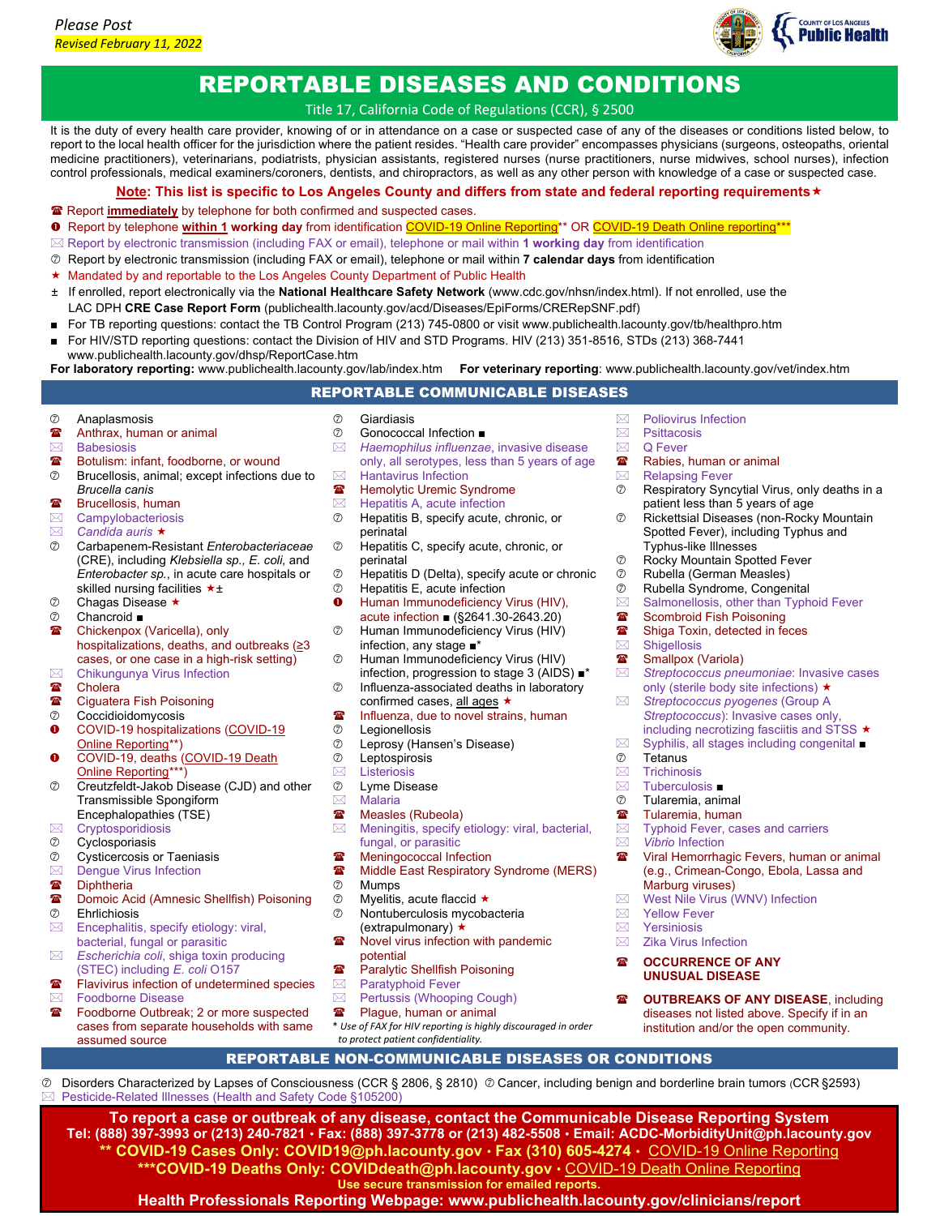Please Post
Revised February 11, 2022

# REPORTABLE DISEASES AND CONDITIONS

Title 17, California Code of Regulations (CCR), § 2500

It is the duty of every health care provider, knowing of or in attendance on a case or suspected case of any of the diseases or conditions listed below, to report to the local health officer for the jurisdiction where the patient resides. "Health care provider" encompasses physicians (surgeons, osteopaths, oriental medicine practitioners), veterinarians, podiatrists, physician assistants, registered nurses (nurse practitioners, nurse midwives, school nurses), infection control professionals, medical examiners/coroners, dentists, and chiropractors, as well as any other person with knowledge of a case or suspected case.

**Note: This list is specific to Los Angeles County and differs from state and federal reporting requirements★**

- ☎ Report **immediately** by telephone for both confirmed and suspected cases.
- ❶ Report by telephone **within 1 working day** from identification COVID-19 Online Reporting** OR COVID-19 Death Online reporting***
- ✉ Report by electronic transmission (including FAX or email), telephone or mail within **1 working day** from identification
- ⑦ Report by electronic transmission (including FAX or email), telephone or mail within **7 calendar days** from identification
- ★ Mandated by and reportable to the Los Angeles County Department of Public Health
- ± If enrolled, report electronically via the **National Healthcare Safety Network** (www.cdc.gov/nhsn/index.html). If not enrolled, use the LAC DPH **CRE Case Report Form** (publichealth.lacounty.gov/acd/Diseases/EpiForms/CRERepSNF.pdf)
- ■ For TB reporting questions: contact the TB Control Program (213) 745-0800 or visit www.publichealth.lacounty.gov/tb/healthpro.htm
- ■ For HIV/STD reporting questions: contact the Division of HIV and STD Programs. HIV (213) 351-8516, STDs (213) 368-7441 www.publichealth.lacounty.gov/dhsp/ReportCase.htm

**For laboratory reporting:** www.publichealth.lacounty.gov/lab/index.htm **For veterinary reporting**: www.publichealth.lacounty.gov/vet/index.htm

## REPORTABLE COMMUNICABLE DISEASES

- ⑦ Anaplasmosis
- ☎ Anthrax, human or animal
- ✉ Babesiosis
- ☎ Botulism: infant, foodborne, or wound
- ⑦ Brucellosis, animal; except infections due to *Brucella canis*
- ☎ Brucellosis, human
- ✉ Campylobacteriosis
- ✉ *Candida auris* ★
- ⑦ Carbapenem-Resistant *Enterobacteriaceae* (CRE), including *Klebsiella sp., E. coli*, and *Enterobacter sp.*, in acute care hospitals or skilled nursing facilities ★±
- ⑦ Chagas Disease ★
- ⑦ Chancroid ■
- ☎ Chickenpox (Varicella), only hospitalizations, deaths, and outbreaks (≥3 cases, or one case in a high-risk setting)
- ✉ Chikungunya Virus Infection
- ☎ Cholera
- ☎ Ciguatera Fish Poisoning
- ⑦ Coccidioidomycosis
- ❶ COVID-19 hospitalizations (COVID-19 Online Reporting**)
- ❶ COVID-19, deaths (COVID-19 Death Online Reporting***)
- ⑦ Creutzfeldt-Jakob Disease (CJD) and other Transmissible Spongiform Encephalopathies (TSE)
- ✉ Cryptosporidiosis
- ⑦ Cyclosporiasis
- ⑦ Cysticercosis or Taeniasis
- ✉ Dengue Virus Infection
- ☎ Diphtheria
- ☎ Domoic Acid (Amnesic Shellfish) Poisoning
- ⑦ Ehrlichiosis
- ✉ Encephalitis, specify etiology: viral, bacterial, fungal or parasitic
- ✉ *Escherichia coli*, shiga toxin producing (STEC) including *E. coli* O157
- ☎ Flavivirus infection of undetermined species
- ✉ Foodborne Disease
- ☎ Foodborne Outbreak; 2 or more suspected cases from separate households with same assumed source
- ⑦ Giardiasis
- ⑦ Gonococcal Infection ■
- ✉ *Haemophilus influenzae*, invasive disease only, all serotypes, less than 5 years of age
- ✉ Hantavirus Infection
- ☎ Hemolytic Uremic Syndrome
- ✉ Hepatitis A, acute infection
- ⑦ Hepatitis B, specify acute, chronic, or perinatal
- ⑦ Hepatitis C, specify acute, chronic, or perinatal
- ⑦ Hepatitis D (Delta), specify acute or chronic
- ⑦ Hepatitis E, acute infection
- ❶ Human Immunodeficiency Virus (HIV), acute infection ■ (§2641.30-2643.20)
- ⑦ Human Immunodeficiency Virus (HIV) infection, any stage ■*
- ⑦ Human Immunodeficiency Virus (HIV) infection, progression to stage 3 (AIDS) ■*
- ⑦ Influenza-associated deaths in laboratory confirmed cases, all ages ★
- ☎ Influenza, due to novel strains, human
- ⑦ Legionellosis
- ⑦ Leprosy (Hansen's Disease)
- ⑦ Leptospirosis
- ✉ Listeriosis
- ⑦ Lyme Disease
- ✉ Malaria
- ☎ Measles (Rubeola)
- ✉ Meningitis, specify etiology: viral, bacterial, fungal, or parasitic
- ☎ Meningococcal Infection
- ☎ Middle East Respiratory Syndrome (MERS)
- ⑦ Mumps
- ⑦ Myelitis, acute flaccid ★
- ⑦ Nontuberculosis mycobacteria (extrapulmonary) ★
- ☎ Novel virus infection with pandemic potential
- ☎ Paralytic Shellfish Poisoning
- ✉ Paratyphoid Fever
- ✉ Pertussis (Whooping Cough)
- ☎ Plague, human or animal

\* *Use of FAX for HIV reporting is highly discouraged in order to protect patient confidentiality.*

- ✉ Poliovirus Infection
- ✉ Psittacosis
- ✉ Q Fever
- ☎ Rabies, human or animal
- ✉ Relapsing Fever
- ⑦ Respiratory Syncytial Virus, only deaths in a patient less than 5 years of age
- ⑦ Rickettsial Diseases (non-Rocky Mountain Spotted Fever), including Typhus and Typhus-like Illnesses
- ⑦ Rocky Mountain Spotted Fever
- ⑦ Rubella (German Measles)
- ⑦ Rubella Syndrome, Congenital
- ✉ Salmonellosis, other than Typhoid Fever
- ☎ Scombroid Fish Poisoning
- ☎ Shiga Toxin, detected in feces
- ✉ Shigellosis
- ☎ Smallpox (Variola)
- ✉ *Streptococcus pneumoniae*: Invasive cases only (sterile body site infections) ★
- ✉ *Streptococcus pyogenes* (Group A *Streptococcus*): Invasive cases only, including necrotizing fasciitis and STSS ★
- ✉ Syphilis, all stages including congenital ■
- ⑦ Tetanus
- ✉ Trichinosis
- ✉ Tuberculosis ■
- ⑦ Tularemia, animal
- ☎ Tularemia, human
- ✉ Typhoid Fever, cases and carriers
- ✉ *Vibrio* Infection
- ☎ Viral Hemorrhagic Fevers, human or animal (e.g., Crimean-Congo, Ebola, Lassa and Marburg viruses)
- ✉ West Nile Virus (WNV) Infection
- ✉ Yellow Fever
- ✉ Yersiniosis
- ✉ Zika Virus Infection
- ☎ **OCCURRENCE OF ANY UNUSUAL DISEASE**
- ☎ **OUTBREAKS OF ANY DISEASE**, including diseases not listed above. Specify if in an institution and/or the open community.

## REPORTABLE NON-COMMUNICABLE DISEASES OR CONDITIONS

- ⑦ Disorders Characterized by Lapses of Consciousness (CCR § 2806, § 2810)
- ⑦ Cancer, including benign and borderline brain tumors (CCR §2593)
- ✉ Pesticide-Related Illnesses (Health and Safety Code §105200)

**To report a case or outbreak of any disease, contact the Communicable Disease Reporting System**
**Tel: (888) 397-3993 or (213) 240-7821 • Fax: (888) 397-3778 or (213) 482-5508 • Email: ACDC-MorbidityUnit@ph.lacounty.gov**
**\*\* COVID-19 Cases Only: COVID19@ph.lacounty.gov • Fax (310) 605-4274 •** COVID-19 Online Reporting
**\*\*\*COVID-19 Deaths Only: COVIDdeath@ph.lacounty.gov •** COVID-19 Death Online Reporting
**Use secure transmission for emailed reports.**
**Health Professionals Reporting Webpage: www.publichealth.lacounty.gov/clinicians/report**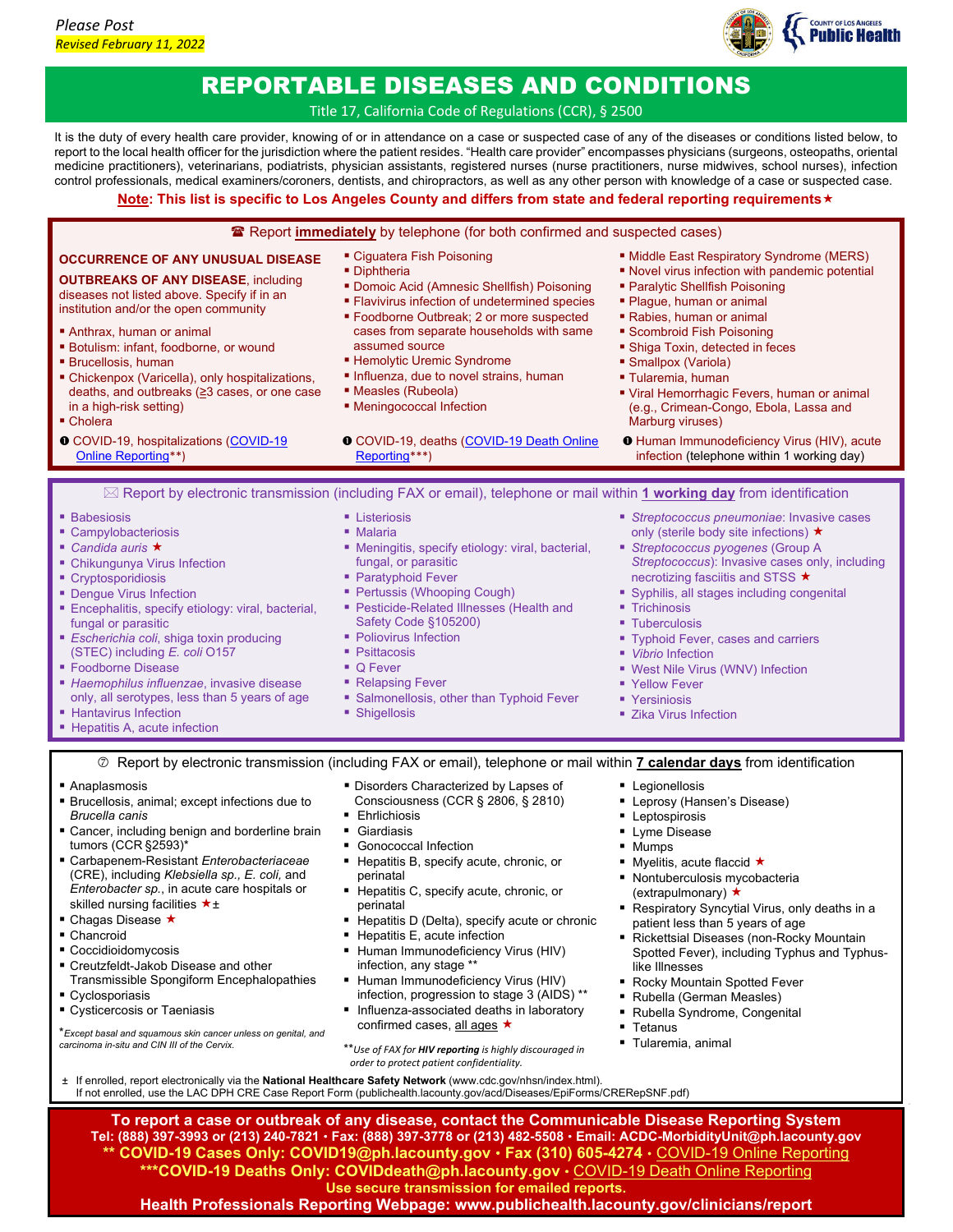Please Post
Revised February 11, 2022

# REPORTABLE DISEASES AND CONDITIONS

Title 17, California Code of Regulations (CCR), § 2500

It is the duty of every health care provider, knowing of or in attendance on a case or suspected case of any of the diseases or conditions listed below, to report to the local health officer for the jurisdiction where the patient resides. "Health care provider" encompasses physicians (surgeons, osteopaths, oriental medicine practitioners), veterinarians, podiatrists, physician assistants, registered nurses (nurse practitioners, nurse midwives, school nurses), infection control professionals, medical examiners/coroners, dentists, and chiropractors, as well as any other person with knowledge of a case or suspected case.

**Note: This list is specific to Los Angeles County and differs from state and federal reporting requirements★**

## ☎ Report immediately by telephone (for both confirmed and suspected cases)

**OCCURRENCE OF ANY UNUSUAL DISEASE**

**OUTBREAKS OF ANY DISEASE**, including diseases not listed above. Specify if in an institution and/or the open community

- Anthrax, human or animal
- Botulism: infant, foodborne, or wound
- Brucellosis, human
- Chickenpox (Varicella), only hospitalizations, deaths, and outbreaks (≥3 cases, or one case in a high-risk setting)
- Cholera
- Ciguatera Fish Poisoning
- Diphtheria
- Domoic Acid (Amnesic Shellfish) Poisoning
- Flavivirus infection of undetermined species
- Foodborne Outbreak; 2 or more suspected cases from separate households with same assumed source
- Hemolytic Uremic Syndrome
- Influenza, due to novel strains, human
- Measles (Rubeola)
- Meningococcal Infection
- Middle East Respiratory Syndrome (MERS)
- Novel virus infection with pandemic potential
- Paralytic Shellfish Poisoning
- Plague, human or animal
- Rabies, human or animal
- Scombroid Fish Poisoning
- Shiga Toxin, detected in feces
- Smallpox (Variola)
- Tularemia, human
- Viral Hemorrhagic Fevers, human or animal (e.g., Crimean-Congo, Ebola, Lassa and Marburg viruses)

➊ COVID-19, hospitalizations (COVID-19 Online Reporting**)

➊ COVID-19, deaths (COVID-19 Death Online Reporting***)

➊ Human Immunodeficiency Virus (HIV), acute infection (telephone within 1 working day)

## ✉ Report by electronic transmission (including FAX or email), telephone or mail within 1 working day from identification

- Babesiosis
- Campylobacteriosis
- *Candida auris* ★
- Chikungunya Virus Infection
- Cryptosporidiosis
- Dengue Virus Infection
- Encephalitis, specify etiology: viral, bacterial, fungal or parasitic
- *Escherichia coli*, shiga toxin producing (STEC) including *E. coli* O157
- Foodborne Disease
- *Haemophilus influenzae*, invasive disease only, all serotypes, less than 5 years of age
- Hantavirus Infection
- Hepatitis A, acute infection
- Listeriosis
- Malaria
- Meningitis, specify etiology: viral, bacterial, fungal, or parasitic
- Paratyphoid Fever
- Pertussis (Whooping Cough)
- Pesticide-Related Illnesses (Health and Safety Code §105200)
- Poliovirus Infection
- Psittacosis
- Q Fever
- Relapsing Fever
- Salmonellosis, other than Typhoid Fever
- Shigellosis
- *Streptococcus pneumoniae*: Invasive cases only (sterile body site infections) ★
- *Streptococcus pyogenes* (Group A *Streptococcus*): Invasive cases only, including necrotizing fasciitis and STSS ★
- Syphilis, all stages including congenital
- Trichinosis
- Tuberculosis
- Typhoid Fever, cases and carriers
- *Vibrio* Infection
- West Nile Virus (WNV) Infection
- Yellow Fever
- Yersiniosis
- Zika Virus Infection

## ⑦ Report by electronic transmission (including FAX or email), telephone or mail within 7 calendar days from identification

- Anaplasmosis
- Brucellosis, animal; except infections due to *Brucella canis*
- Cancer, including benign and borderline brain tumors (CCR §2593)*
- Carbapenem-Resistant *Enterobacteriaceae* (CRE), including *Klebsiella sp., E. coli,* and *Enterobacter sp.*, in acute care hospitals or skilled nursing facilities ★±
- Chagas Disease ★
- Chancroid
- Coccidioidomycosis
- Creutzfeldt-Jakob Disease and other Transmissible Spongiform Encephalopathies
- Cyclosporiasis
- Cysticercosis or Taeniasis

*\*Except basal and squamous skin cancer unless on genital, and carcinoma in-situ and CIN III of the Cervix.*

- Disorders Characterized by Lapses of Consciousness (CCR § 2806, § 2810)
- Ehrlichiosis
- Giardiasis
- Gonococcal Infection
- Hepatitis B, specify acute, chronic, or perinatal
- Hepatitis C, specify acute, chronic, or perinatal
- Hepatitis D (Delta), specify acute or chronic
- Hepatitis E, acute infection
- Human Immunodeficiency Virus (HIV) infection, any stage **
- Human Immunodeficiency Virus (HIV) infection, progression to stage 3 (AIDS) **
- Influenza-associated deaths in laboratory confirmed cases, all ages ★

*\*\*Use of FAX for **HIV reporting** is highly discouraged in order to protect patient confidentiality.*

- Legionellosis
- Leprosy (Hansen's Disease)
- Leptospirosis
- Lyme Disease
- Mumps
- Myelitis, acute flaccid ★
- Nontuberculosis mycobacteria (extrapulmonary) ★
- Respiratory Syncytial Virus, only deaths in a patient less than 5 years of age
- Rickettsial Diseases (non-Rocky Mountain Spotted Fever), including Typhus and Typhus-like Illnesses
- Rocky Mountain Spotted Fever
- Rubella (German Measles)
- Rubella Syndrome, Congenital
- Tetanus
- Tularemia, animal

± If enrolled, report electronically via the **National Healthcare Safety Network** (www.cdc.gov/nhsn/index.html). If not enrolled, use the LAC DPH CRE Case Report Form (publichealth.lacounty.gov/acd/Diseases/EpiForms/CRERepSNF.pdf)

**To report a case or outbreak of any disease, contact the Communicable Disease Reporting System**
**Tel: (888) 397-3993 or (213) 240-7821 • Fax: (888) 397-3778 or (213) 482-5508 • Email: ACDC-MorbidityUnit@ph.lacounty.gov**
**\*\* COVID-19 Cases Only: COVID19@ph.lacounty.gov • Fax (310) 605-4274 • COVID-19 Online Reporting**
**\*\*\*COVID-19 Deaths Only: COVIDdeath@ph.lacounty.gov • COVID-19 Death Online Reporting**
**Use secure transmission for emailed reports.**
**Health Professionals Reporting Webpage: www.publichealth.lacounty.gov/clinicians/report**